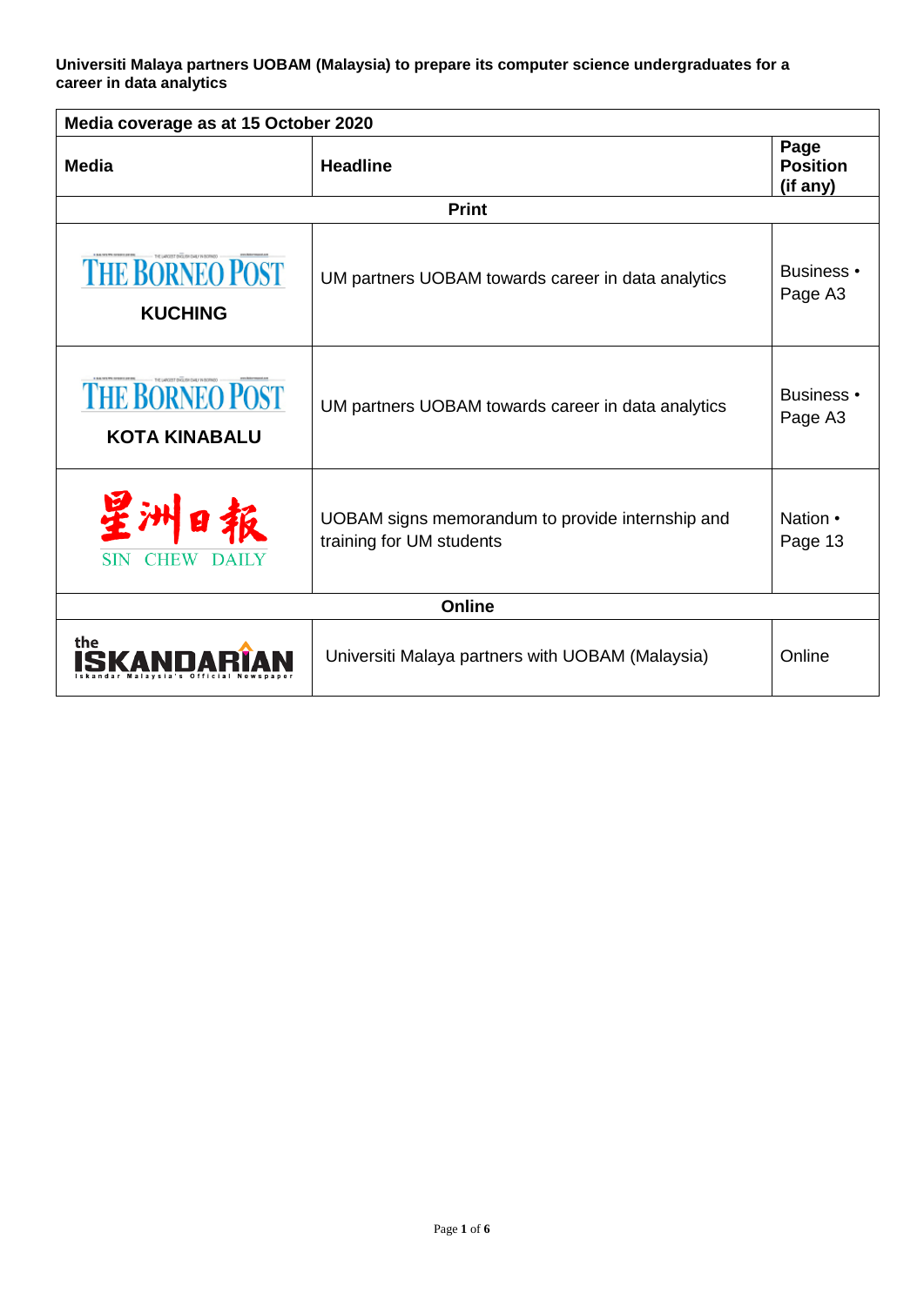**Universiti Malaya partners UOBAM (Malaysia) to prepare its computer science undergraduates for a career in data analytics**

| Media coverage as at 15 October 2020 | | |
|---|---|---|
| **Media** | **Headline** | **Page Position (if any)** |
| **Print** | | |
| THE BORNEO POST **KUCHING** | UM partners UOBAM towards career in data analytics | Business • Page A3 |
| THE BORNEO POST **KOTA KINABALU** | UM partners UOBAM towards career in data analytics | Business • Page A3 |
| 星洲日報 SIN CHEW DAILY | UOBAM signs memorandum to provide internship and training for UM students | Nation • Page 13 |
| **Online** | | |
| the ISKANDARIAN Iskandar Malaysia's Official Newspaper | Universiti Malaya partners with UOBAM (Malaysia) | Online |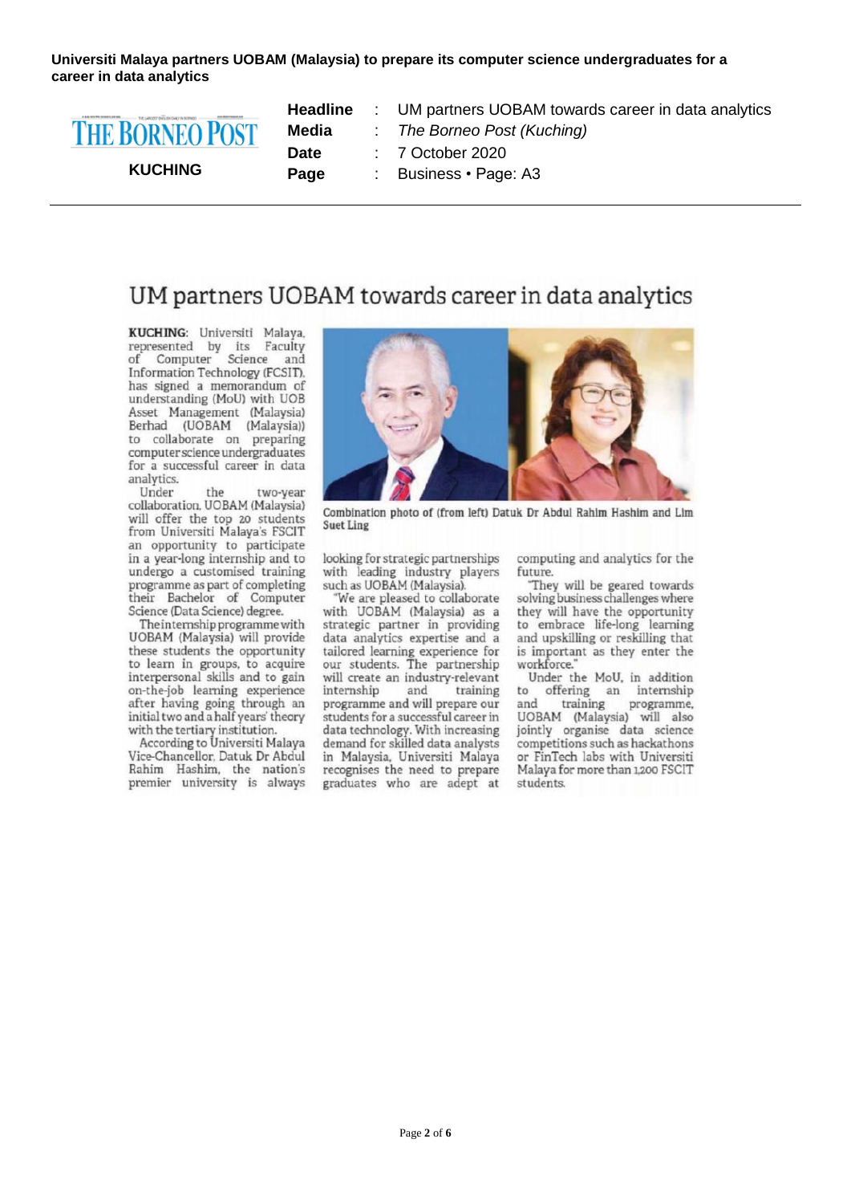**Universiti Malaya partners UOBAM (Malaysia) to prepare its computer science undergraduates for a career in data analytics**

**THE BORNEO POST**

**KUCHING**

| | | |
|---|---|---|
| **Headline** | : | UM partners UOBAM towards career in data analytics |
| **Media** | : | *The Borneo Post (Kuching)* |
| **Date** | : | 7 October 2020 |
| **Page** | : | Business • Page: A3 |

# UM partners UOBAM towards career in data analytics

**KUCHING**: Universiti Malaya, represented by its Faculty of Computer Science and Information Technology (FCSIT), has signed a memorandum of understanding (MoU) with UOB Asset Management (Malaysia) Berhad (UOBAM (Malaysia)) to collaborate on preparing computer science undergraduates for a successful career in data analytics.

Under the two-year collaboration, UOBAM (Malaysia) will offer the top 20 students from Universiti Malaya's FSCIT an opportunity to participate in a year-long internship and to undergo a customised training programme as part of completing their Bachelor of Computer Science (Data Science) degree.

The internship programme with UOBAM (Malaysia) will provide these students the opportunity to learn in groups, to acquire interpersonal skills and to gain on-the-job learning experience after having going through an initial two and a half years' theory with the tertiary institution.

According to Universiti Malaya Vice-Chancellor, Datuk Dr Abdul Rahim Hashim, the nation's premier university is always looking for strategic partnerships with leading industry players such as UOBAM (Malaysia).

"We are pleased to collaborate with UOBAM (Malaysia) as a strategic partner in providing data analytics expertise and a tailored learning experience for our students. The partnership will create an industry-relevant internship and training programme and will prepare our students for a successful career in data technology. With increasing demand for skilled data analysts in Malaysia, Universiti Malaya recognises the need to prepare graduates who are adept at computing and analytics for the future.

"They will be geared towards solving business challenges where they will have the opportunity to embrace life-long learning and upskilling or reskilling that is important as they enter the workforce."

Under the MoU, in addition to offering an internship and training programme, UOBAM (Malaysia) will also jointly organise data science competitions such as hackathons or FinTech labs with Universiti Malaya for more than 1,200 FSCIT students.

Combination photo of (from left) Datuk Dr Abdul Rahim Hashim and Lim Suet Ling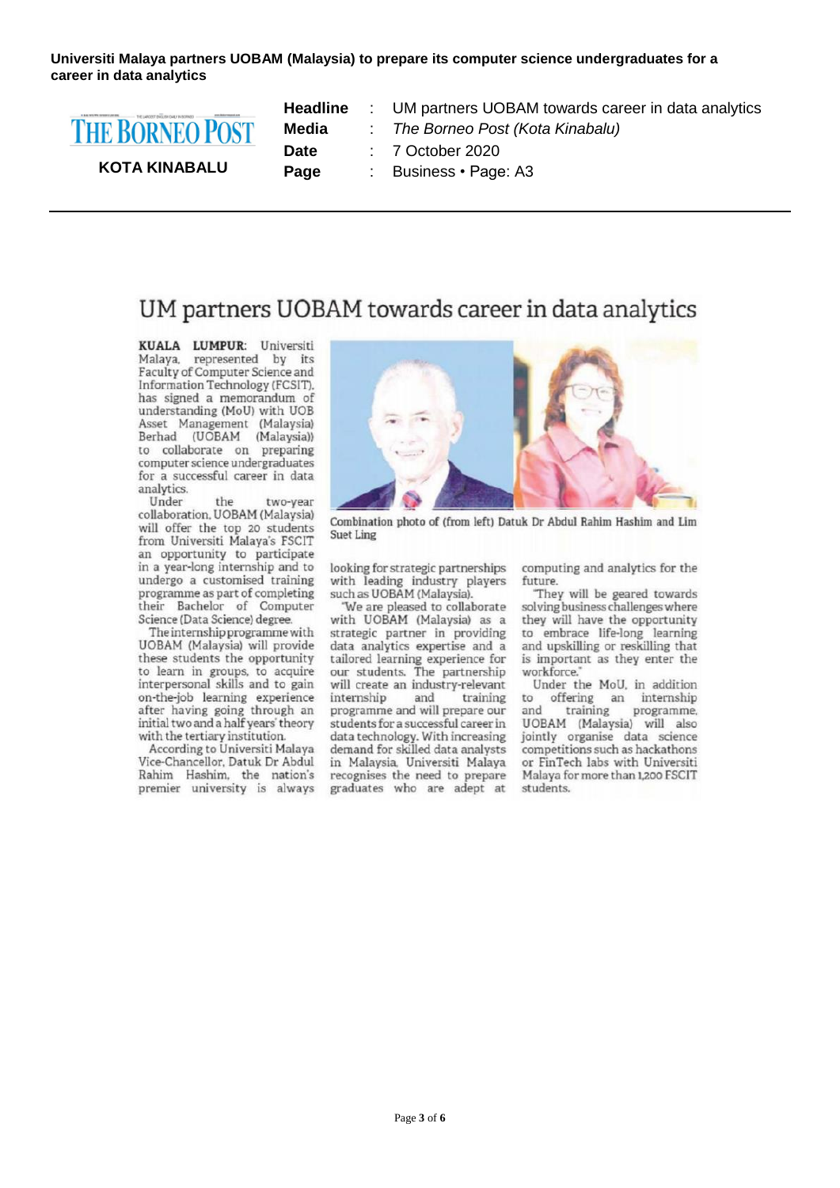**Universiti Malaya partners UOBAM (Malaysia) to prepare its computer science undergraduates for a career in data analytics**

THE BORNEO POST

KOTA KINABALU

| | | |
|---|---|---|
| **Headline** | : | UM partners UOBAM towards career in data analytics |
| **Media** | : | *The Borneo Post (Kota Kinabalu)* |
| **Date** | : | 7 October 2020 |
| **Page** | : | Business • Page: A3 |

---

# UM partners UOBAM towards career in data analytics

**KUALA LUMPUR:** Universiti Malaya, represented by its Faculty of Computer Science and Information Technology (FCSIT), has signed a memorandum of understanding (MoU) with UOB Asset Management (Malaysia) Berhad (UOBAM (Malaysia)) to collaborate on preparing computer science undergraduates for a successful career in data analytics.

Under the two-year collaboration, UOBAM (Malaysia) will offer the top 20 students from Universiti Malaya's FSCIT an opportunity to participate in a year-long internship and to undergo a customised training programme as part of completing their Bachelor of Computer Science (Data Science) degree.

The internship programme with UOBAM (Malaysia) will provide these students the opportunity to learn in groups, to acquire interpersonal skills and to gain on-the-job learning experience after having going through an initial two and a half years' theory with the tertiary institution.

According to Universiti Malaya Vice-Chancellor, Datuk Dr Abdul Rahim Hashim, the nation's premier university is always looking for strategic partnerships with leading industry players such as UOBAM (Malaysia).

"We are pleased to collaborate with UOBAM (Malaysia) as a strategic partner in providing data analytics expertise and a tailored learning experience for our students. The partnership will create an industry-relevant internship and training programme and will prepare our students for a successful career in data technology. With increasing demand for skilled data analysts in Malaysia, Universiti Malaya recognises the need to prepare graduates who are adept at computing and analytics for the future.

"They will be geared towards solving business challenges where they will have the opportunity to embrace life-long learning and upskilling or reskilling that is important as they enter the workforce."

Under the MoU, in addition to offering an internship and training programme, UOBAM (Malaysia) will also jointly organise data science competitions such as hackathons or FinTech labs with Universiti Malaya for more than 1,200 FSCIT students.

Combination photo of (from left) Datuk Dr Abdul Rahim Hashim and Lim Suet Ling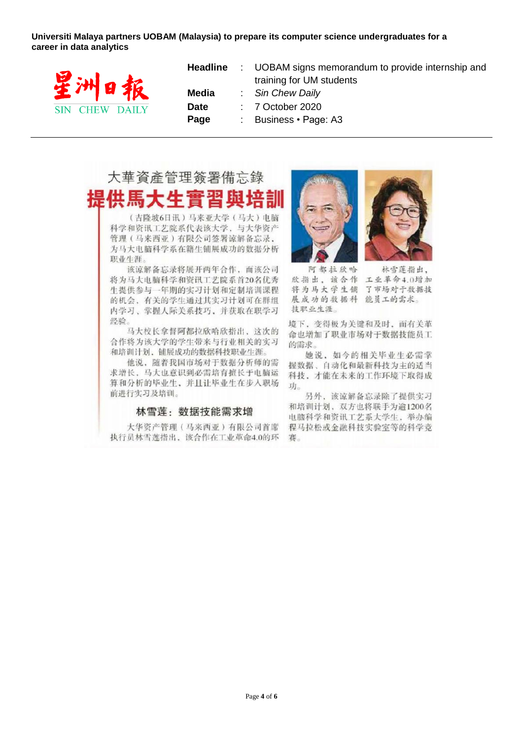**Universiti Malaya partners UOBAM (Malaysia) to prepare its computer science undergraduates for a career in data analytics**

星洲日報
SIN CHEW DAILY

| | | |
|---|---|---|
| **Headline** | : | UOBAM signs memorandum to provide internship and training for UM students |
| **Media** | : | *Sin Chew Daily* |
| **Date** | : | 7 October 2020 |
| **Page** | : | Business • Page: A3 |

---

## 大華資產管理簽署備忘錄

# 提供馬大生實習與培訓

（吉隆坡6日讯）马来亚大学（马大）电脑科学和资讯工艺院系代表该大学，与大华资产管理（马来西亚）有限公司签署谅解备忘录，为马大电脑科学系在籍生铺展成功的数据分析职业生涯。

该谅解备忘录将展开两年合作，而该公司将为马大电脑科学和资讯工艺院系首20名优秀生提供参与一年期的实习计划和定制培训课程的机会，有关的学生通过其实习计划可在群组内学习、掌握人际关系技巧，并获取在职学习经验。

马大校长拿督阿都拉欣哈欣指出，这次的合作将为该大学的学生带来与行业相关的实习和培训计划，铺展成功的数据科技职业生涯。

他说，随着我国市场对于数据分析师的需求增长，马大也意识到必需培育擅长于电脑运算和分析的毕业生，并且让毕业生在步入职场前进行实习及培训。

### 林雪莲：数据技能需求增

大华资产管理（马来西亚）有限公司首席执行员林雪莲指出，该合作在工业革命4.0的环境下，变得极为关键和及时，而有关革命也增加了职业市场对于数据技能员工的需求。

她说，如今的相关毕业生必需掌握数据、自动化和最新科技为主的适当科技，才能在未来的工作环境下取得成功。

另外，该谅解备忘录除了提供实习和培训计划，双方也将联手为逾1200名电脑科学和资讯工艺系大学生，举办编程马拉松或金融科技实验室等的科学竞赛。

阿都拉欣哈欣指出，该合作将为马大学生铺展成功的数据科技职业生涯。

林雪莲指出，工业革命4.0增加了市场对于数据技能员工的需求。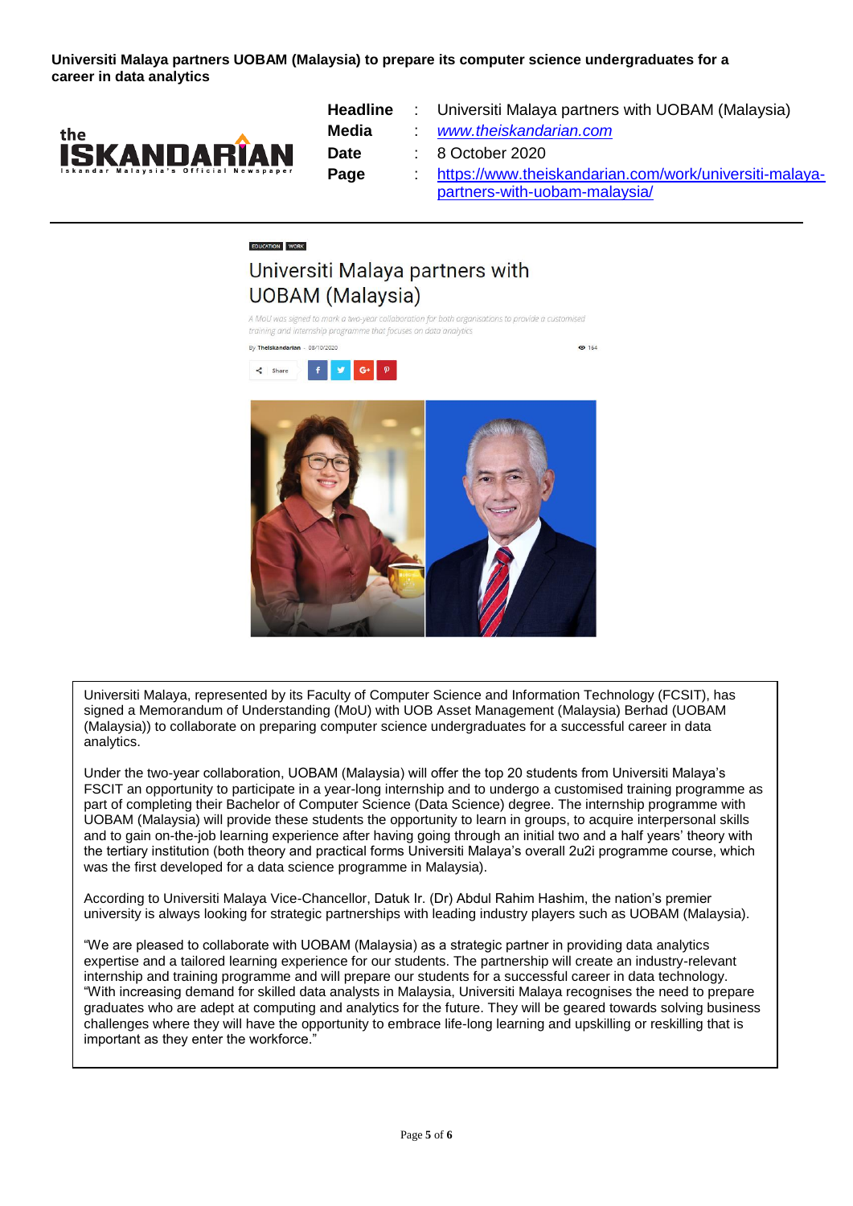**Universiti Malaya partners UOBAM (Malaysia) to prepare its computer science undergraduates for a career in data analytics**

the ISKANDARIAN
Iskandar Malaysia's Official Newspaper

| | | |
|---|---|---|
| **Headline** | : | Universiti Malaya partners with UOBAM (Malaysia) |
| **Media** | : | [www.theiskandarian.com](www.theiskandarian.com) |
| **Date** | : | 8 October 2020 |
| **Page** | : | [https://www.theiskandarian.com/work/universiti-malaya-partners-with-uobam-malaysia/](https://www.theiskandarian.com/work/universiti-malaya-partners-with-uobam-malaysia/) |

EDUCATION WORK

# Universiti Malaya partners with UOBAM (Malaysia)

*A MoU was signed to mark a two-year collaboration for both organisations to provide a customised training and internship programme that focuses on data analytics*

By TheIskandarian – 08/10/2020

Universiti Malaya, represented by its Faculty of Computer Science and Information Technology (FCSIT), has signed a Memorandum of Understanding (MoU) with UOB Asset Management (Malaysia) Berhad (UOBAM (Malaysia)) to collaborate on preparing computer science undergraduates for a successful career in data analytics.

Under the two-year collaboration, UOBAM (Malaysia) will offer the top 20 students from Universiti Malaya's FSCIT an opportunity to participate in a year-long internship and to undergo a customised training programme as part of completing their Bachelor of Computer Science (Data Science) degree. The internship programme with UOBAM (Malaysia) will provide these students the opportunity to learn in groups, to acquire interpersonal skills and to gain on-the-job learning experience after having going through an initial two and a half years' theory with the tertiary institution (both theory and practical forms Universiti Malaya's overall 2u2i programme course, which was the first developed for a data science programme in Malaysia).

According to Universiti Malaya Vice-Chancellor, Datuk Ir. (Dr) Abdul Rahim Hashim, the nation's premier university is always looking for strategic partnerships with leading industry players such as UOBAM (Malaysia).

"We are pleased to collaborate with UOBAM (Malaysia) as a strategic partner in providing data analytics expertise and a tailored learning experience for our students. The partnership will create an industry-relevant internship and training programme and will prepare our students for a successful career in data technology. "With increasing demand for skilled data analysts in Malaysia, Universiti Malaya recognises the need to prepare graduates who are adept at computing and analytics for the future. They will be geared towards solving business challenges where they will have the opportunity to embrace life-long learning and upskilling or reskilling that is important as they enter the workforce."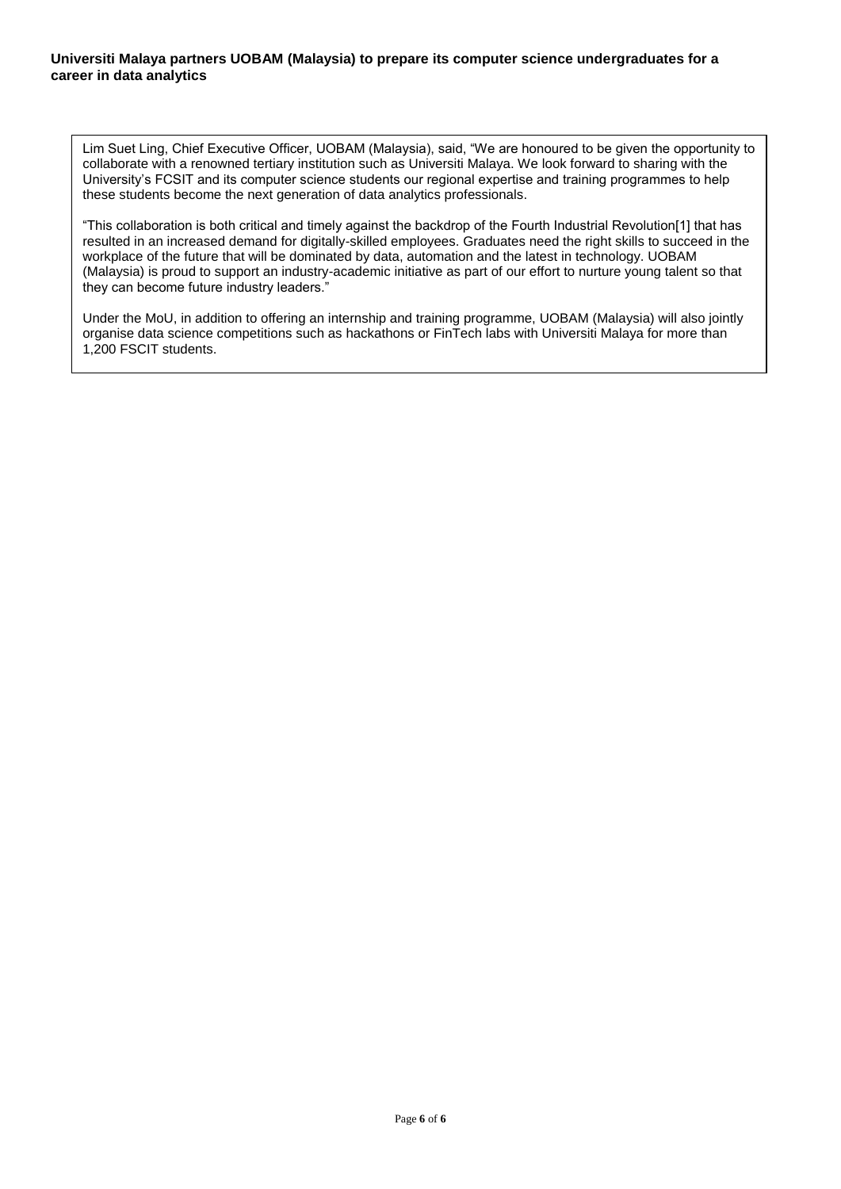**Universiti Malaya partners UOBAM (Malaysia) to prepare its computer science undergraduates for a career in data analytics**

Lim Suet Ling, Chief Executive Officer, UOBAM (Malaysia), said, “We are honoured to be given the opportunity to collaborate with a renowned tertiary institution such as Universiti Malaya. We look forward to sharing with the University’s FCSIT and its computer science students our regional expertise and training programmes to help these students become the next generation of data analytics professionals.

“This collaboration is both critical and timely against the backdrop of the Fourth Industrial Revolution[1] that has resulted in an increased demand for digitally-skilled employees. Graduates need the right skills to succeed in the workplace of the future that will be dominated by data, automation and the latest in technology. UOBAM (Malaysia) is proud to support an industry-academic initiative as part of our effort to nurture young talent so that they can become future industry leaders.”

Under the MoU, in addition to offering an internship and training programme, UOBAM (Malaysia) will also jointly organise data science competitions such as hackathons or FinTech labs with Universiti Malaya for more than 1,200 FSCIT students.